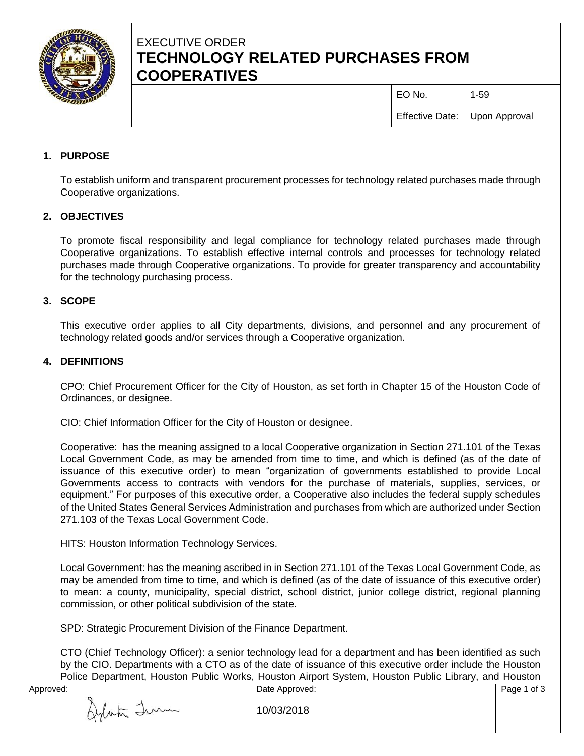EXECUTIVE ORDER

# TECHNOLOGY RELATED PURCHASES FROM COOPERATIVES

| EO No. | 1-59 |
| --- | --- |
| Effective Date: | Upon Approval |

## 1. PURPOSE

To establish uniform and transparent procurement processes for technology related purchases made through Cooperative organizations.

## 2. OBJECTIVES

To promote fiscal responsibility and legal compliance for technology related purchases made through Cooperative organizations. To establish effective internal controls and processes for technology related purchases made through Cooperative organizations. To provide for greater transparency and accountability for the technology purchasing process.

## 3. SCOPE

This executive order applies to all City departments, divisions, and personnel and any procurement of technology related goods and/or services through a Cooperative organization.

## 4. DEFINITIONS

CPO: Chief Procurement Officer for the City of Houston, as set forth in Chapter 15 of the Houston Code of Ordinances, or designee.

CIO: Chief Information Officer for the City of Houston or designee.

Cooperative: has the meaning assigned to a local Cooperative organization in Section 271.101 of the Texas Local Government Code, as may be amended from time to time, and which is defined (as of the date of issuance of this executive order) to mean "organization of governments established to provide Local Governments access to contracts with vendors for the purchase of materials, supplies, services, or equipment." For purposes of this executive order, a Cooperative also includes the federal supply schedules of the United States General Services Administration and purchases from which are authorized under Section 271.103 of the Texas Local Government Code.

HITS: Houston Information Technology Services.

Local Government: has the meaning ascribed in in Section 271.101 of the Texas Local Government Code, as may be amended from time to time, and which is defined (as of the date of issuance of this executive order) to mean: a county, municipality, special district, school district, junior college district, regional planning commission, or other political subdivision of the state.

SPD: Strategic Procurement Division of the Finance Department.

CTO (Chief Technology Officer): a senior technology lead for a department and has been identified as such by the CIO. Departments with a CTO as of the date of issuance of this executive order include the Houston Police Department, Houston Public Works, Houston Airport System, Houston Public Library, and Houston

| Approved: | Date Approved: |
| --- | --- |
| | 10/03/2018 |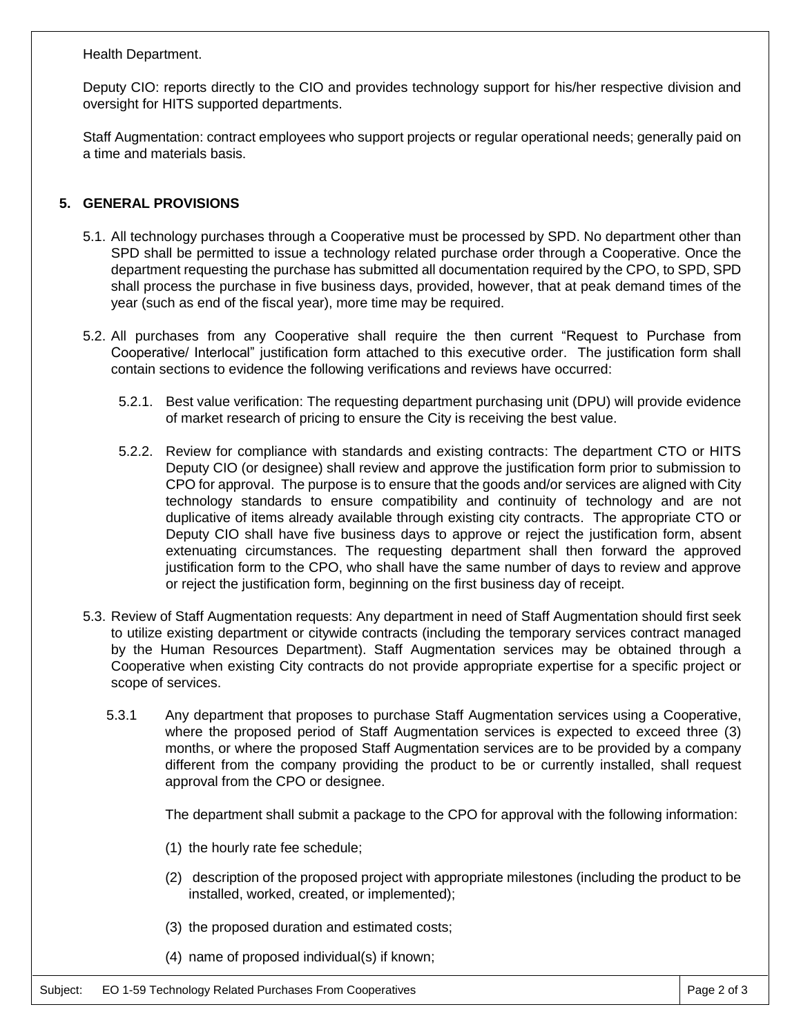Health Department.

Deputy CIO: reports directly to the CIO and provides technology support for his/her respective division and oversight for HITS supported departments.

Staff Augmentation: contract employees who support projects or regular operational needs; generally paid on a time and materials basis.

## 5. GENERAL PROVISIONS

5.1. All technology purchases through a Cooperative must be processed by SPD. No department other than SPD shall be permitted to issue a technology related purchase order through a Cooperative. Once the department requesting the purchase has submitted all documentation required by the CPO, to SPD, SPD shall process the purchase in five business days, provided, however, that at peak demand times of the year (such as end of the fiscal year), more time may be required.

5.2. All purchases from any Cooperative shall require the then current "Request to Purchase from Cooperative/ Interlocal" justification form attached to this executive order. The justification form shall contain sections to evidence the following verifications and reviews have occurred:

5.2.1. Best value verification: The requesting department purchasing unit (DPU) will provide evidence of market research of pricing to ensure the City is receiving the best value.

5.2.2. Review for compliance with standards and existing contracts: The department CTO or HITS Deputy CIO (or designee) shall review and approve the justification form prior to submission to CPO for approval. The purpose is to ensure that the goods and/or services are aligned with City technology standards to ensure compatibility and continuity of technology and are not duplicative of items already available through existing city contracts. The appropriate CTO or Deputy CIO shall have five business days to approve or reject the justification form, absent extenuating circumstances. The requesting department shall then forward the approved justification form to the CPO, who shall have the same number of days to review and approve or reject the justification form, beginning on the first business day of receipt.

5.3. Review of Staff Augmentation requests: Any department in need of Staff Augmentation should first seek to utilize existing department or citywide contracts (including the temporary services contract managed by the Human Resources Department). Staff Augmentation services may be obtained through a Cooperative when existing City contracts do not provide appropriate expertise for a specific project or scope of services.

5.3.1 Any department that proposes to purchase Staff Augmentation services using a Cooperative, where the proposed period of Staff Augmentation services is expected to exceed three (3) months, or where the proposed Staff Augmentation services are to be provided by a company different from the company providing the product to be or currently installed, shall request approval from the CPO or designee.

The department shall submit a package to the CPO for approval with the following information:

(1) the hourly rate fee schedule;

(2) description of the proposed project with appropriate milestones (including the product to be installed, worked, created, or implemented);

(3) the proposed duration and estimated costs;

(4) name of proposed individual(s) if known;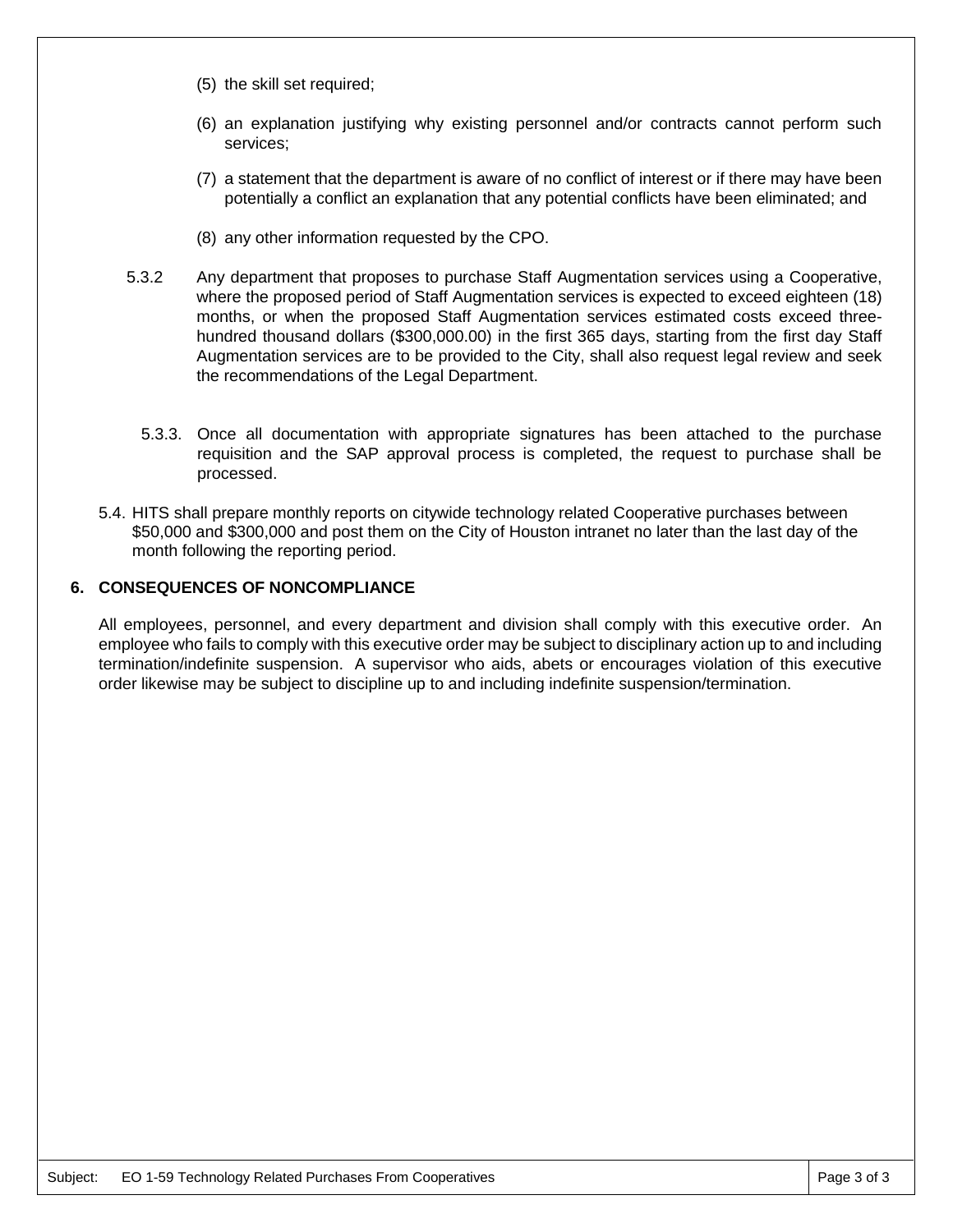(5) the skill set required;

(6) an explanation justifying why existing personnel and/or contracts cannot perform such services;

(7) a statement that the department is aware of no conflict of interest or if there may have been potentially a conflict an explanation that any potential conflicts have been eliminated; and

(8) any other information requested by the CPO.

5.3.2 Any department that proposes to purchase Staff Augmentation services using a Cooperative, where the proposed period of Staff Augmentation services is expected to exceed eighteen (18) months, or when the proposed Staff Augmentation services estimated costs exceed three-hundred thousand dollars ($300,000.00) in the first 365 days, starting from the first day Staff Augmentation services are to be provided to the City, shall also request legal review and seek the recommendations of the Legal Department.

5.3.3. Once all documentation with appropriate signatures has been attached to the purchase requisition and the SAP approval process is completed, the request to purchase shall be processed.

5.4. HITS shall prepare monthly reports on citywide technology related Cooperative purchases between $50,000 and $300,000 and post them on the City of Houston intranet no later than the last day of the month following the reporting period.

## 6. CONSEQUENCES OF NONCOMPLIANCE

All employees, personnel, and every department and division shall comply with this executive order. An employee who fails to comply with this executive order may be subject to disciplinary action up to and including termination/indefinite suspension. A supervisor who aids, abets or encourages violation of this executive order likewise may be subject to discipline up to and including indefinite suspension/termination.